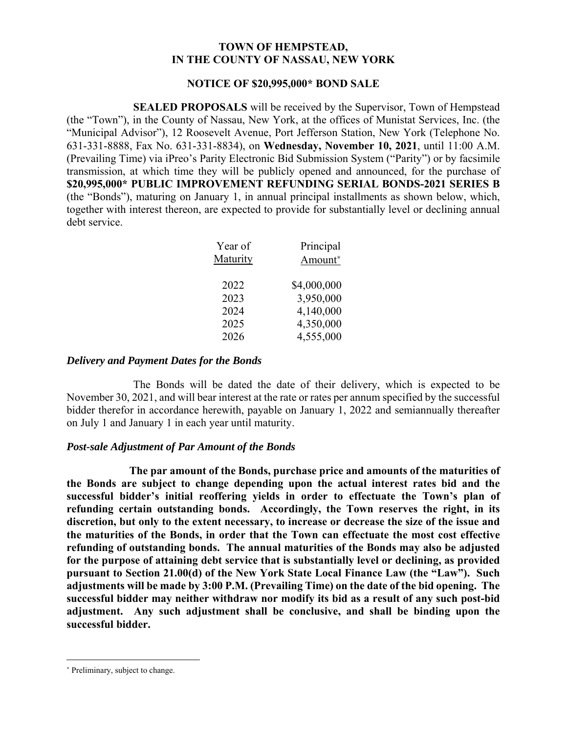# TOWN OF HEMPSTEAD, IN THE COUNTY OF NASSAU, NEW YORK

## NOTICE OF $20,995,000* BOND SALE

**SEALED PROPOSALS** will be received by the Supervisor, Town of Hempstead (the "Town"), in the County of Nassau, New York, at the offices of Munistat Services, Inc. (the "Municipal Advisor"), 12 Roosevelt Avenue, Port Jefferson Station, New York (Telephone No. 631-331-8888, Fax No. 631-331-8834), on **Wednesday, November 10, 2021**, until 11:00 A.M. (Prevailing Time) via iPreo's Parity Electronic Bid Submission System ("Parity") or by facsimile transmission, at which time they will be publicly opened and announced, for the purchase of **$20,995,000* PUBLIC IMPROVEMENT REFUNDING SERIAL BONDS-2021 SERIES B** (the "Bonds"), maturing on January 1, in annual principal installments as shown below, which, together with interest thereon, are expected to provide for substantially level or declining annual debt service.

| Year of Maturity | Principal Amount* |
|---|---|
| 2022 | $4,000,000 |
| 2023 | 3,950,000 |
| 2024 | 4,140,000 |
| 2025 | 4,350,000 |
| 2026 | 4,555,000 |

### *Delivery and Payment Dates for the Bonds*

The Bonds will be dated the date of their delivery, which is expected to be November 30, 2021, and will bear interest at the rate or rates per annum specified by the successful bidder therefor in accordance herewith, payable on January 1, 2022 and semiannually thereafter on July 1 and January 1 in each year until maturity.

### *Post-sale Adjustment of Par Amount of the Bonds*

**The par amount of the Bonds, purchase price and amounts of the maturities of the Bonds are subject to change depending upon the actual interest rates bid and the successful bidder's initial reoffering yields in order to effectuate the Town's plan of refunding certain outstanding bonds. Accordingly, the Town reserves the right, in its discretion, but only to the extent necessary, to increase or decrease the size of the issue and the maturities of the Bonds, in order that the Town can effectuate the most cost effective refunding of outstanding bonds. The annual maturities of the Bonds may also be adjusted for the purpose of attaining debt service that is substantially level or declining, as provided pursuant to Section 21.00(d) of the New York State Local Finance Law (the "Law"). Such adjustments will be made by 3:00 P.M. (Prevailing Time) on the date of the bid opening. The successful bidder may neither withdraw nor modify its bid as a result of any such post-bid adjustment. Any such adjustment shall be conclusive, and shall be binding upon the successful bidder.**

---

\* Preliminary, subject to change.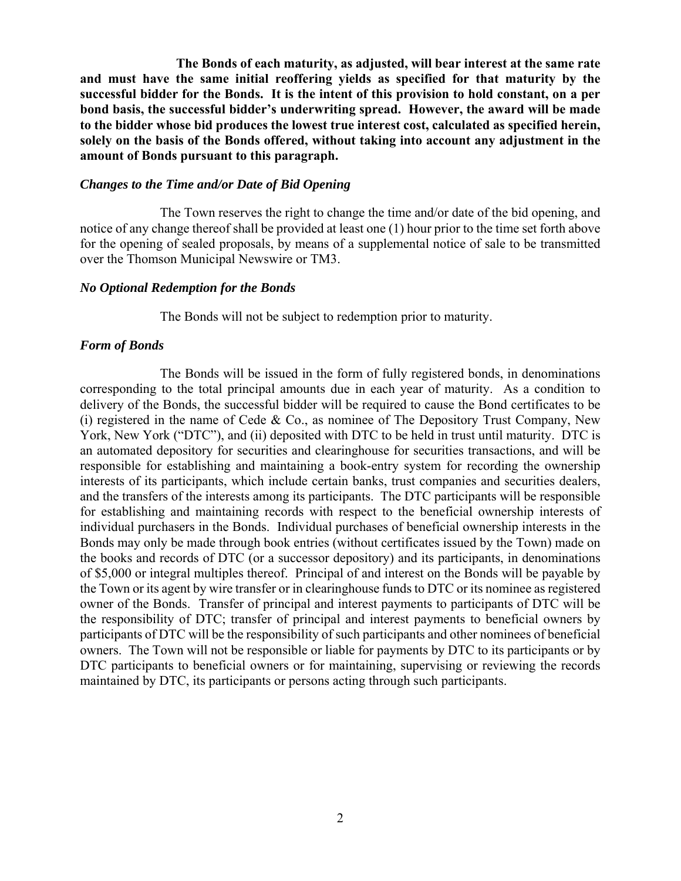**The Bonds of each maturity, as adjusted, will bear interest at the same rate and must have the same initial reoffering yields as specified for that maturity by the successful bidder for the Bonds. It is the intent of this provision to hold constant, on a per bond basis, the successful bidder's underwriting spread. However, the award will be made to the bidder whose bid produces the lowest true interest cost, calculated as specified herein, solely on the basis of the Bonds offered, without taking into account any adjustment in the amount of Bonds pursuant to this paragraph.**

### *Changes to the Time and/or Date of Bid Opening*

The Town reserves the right to change the time and/or date of the bid opening, and notice of any change thereof shall be provided at least one (1) hour prior to the time set forth above for the opening of sealed proposals, by means of a supplemental notice of sale to be transmitted over the Thomson Municipal Newswire or TM3.

### *No Optional Redemption for the Bonds*

The Bonds will not be subject to redemption prior to maturity.

### *Form of Bonds*

The Bonds will be issued in the form of fully registered bonds, in denominations corresponding to the total principal amounts due in each year of maturity. As a condition to delivery of the Bonds, the successful bidder will be required to cause the Bond certificates to be (i) registered in the name of Cede & Co., as nominee of The Depository Trust Company, New York, New York ("DTC"), and (ii) deposited with DTC to be held in trust until maturity. DTC is an automated depository for securities and clearinghouse for securities transactions, and will be responsible for establishing and maintaining a book-entry system for recording the ownership interests of its participants, which include certain banks, trust companies and securities dealers, and the transfers of the interests among its participants. The DTC participants will be responsible for establishing and maintaining records with respect to the beneficial ownership interests of individual purchasers in the Bonds. Individual purchases of beneficial ownership interests in the Bonds may only be made through book entries (without certificates issued by the Town) made on the books and records of DTC (or a successor depository) and its participants, in denominations of $5,000 or integral multiples thereof. Principal of and interest on the Bonds will be payable by the Town or its agent by wire transfer or in clearinghouse funds to DTC or its nominee as registered owner of the Bonds. Transfer of principal and interest payments to participants of DTC will be the responsibility of DTC; transfer of principal and interest payments to beneficial owners by participants of DTC will be the responsibility of such participants and other nominees of beneficial owners. The Town will not be responsible or liable for payments by DTC to its participants or by DTC participants to beneficial owners or for maintaining, supervising or reviewing the records maintained by DTC, its participants or persons acting through such participants.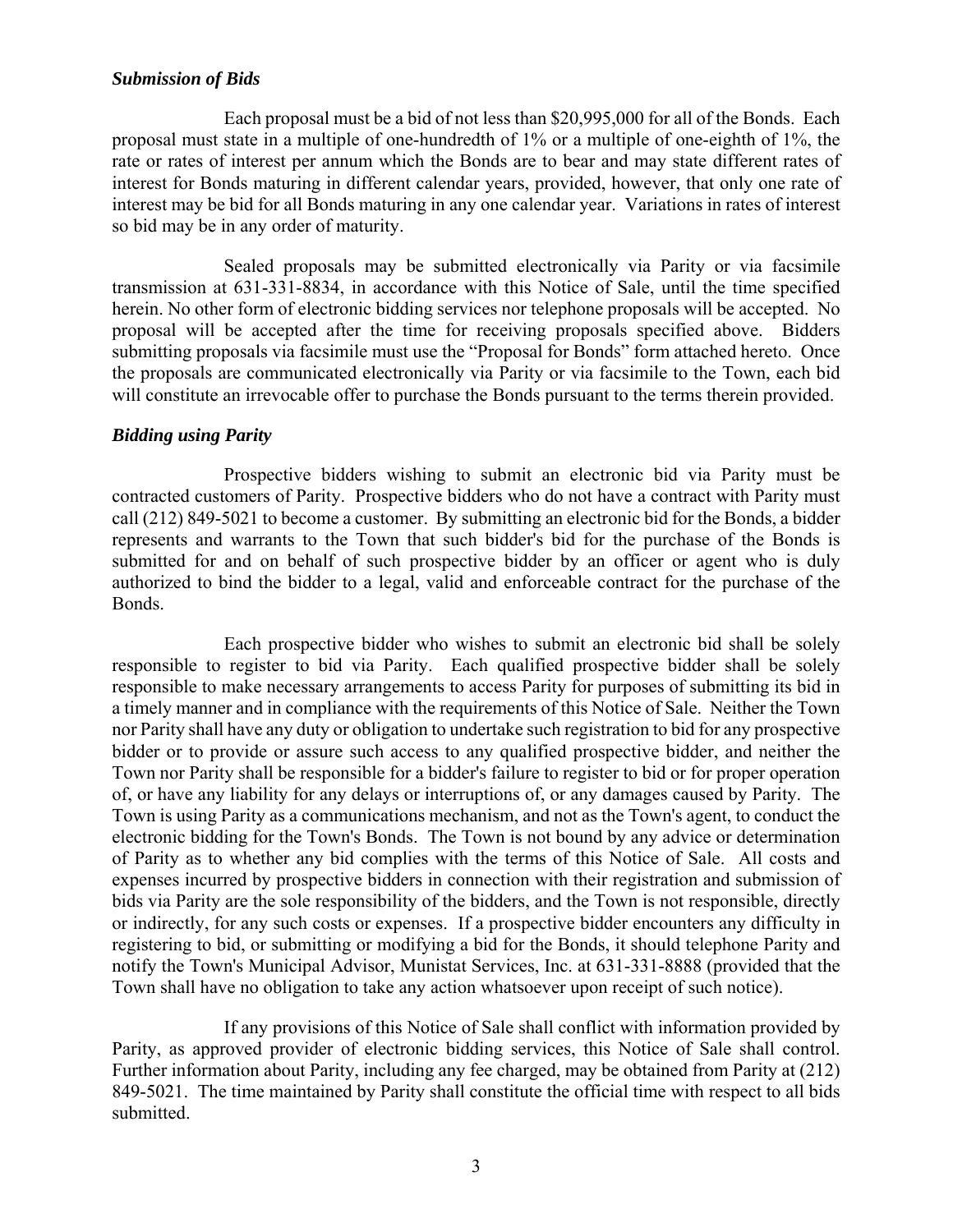### *Submission of Bids*

Each proposal must be a bid of not less than $20,995,000 for all of the Bonds. Each proposal must state in a multiple of one-hundredth of 1% or a multiple of one-eighth of 1%, the rate or rates of interest per annum which the Bonds are to bear and may state different rates of interest for Bonds maturing in different calendar years, provided, however, that only one rate of interest may be bid for all Bonds maturing in any one calendar year. Variations in rates of interest so bid may be in any order of maturity.

Sealed proposals may be submitted electronically via Parity or via facsimile transmission at 631-331-8834, in accordance with this Notice of Sale, until the time specified herein. No other form of electronic bidding services nor telephone proposals will be accepted. No proposal will be accepted after the time for receiving proposals specified above. Bidders submitting proposals via facsimile must use the "Proposal for Bonds" form attached hereto. Once the proposals are communicated electronically via Parity or via facsimile to the Town, each bid will constitute an irrevocable offer to purchase the Bonds pursuant to the terms therein provided.

### *Bidding using Parity*

Prospective bidders wishing to submit an electronic bid via Parity must be contracted customers of Parity. Prospective bidders who do not have a contract with Parity must call (212) 849-5021 to become a customer. By submitting an electronic bid for the Bonds, a bidder represents and warrants to the Town that such bidder's bid for the purchase of the Bonds is submitted for and on behalf of such prospective bidder by an officer or agent who is duly authorized to bind the bidder to a legal, valid and enforceable contract for the purchase of the Bonds.

Each prospective bidder who wishes to submit an electronic bid shall be solely responsible to register to bid via Parity. Each qualified prospective bidder shall be solely responsible to make necessary arrangements to access Parity for purposes of submitting its bid in a timely manner and in compliance with the requirements of this Notice of Sale. Neither the Town nor Parity shall have any duty or obligation to undertake such registration to bid for any prospective bidder or to provide or assure such access to any qualified prospective bidder, and neither the Town nor Parity shall be responsible for a bidder's failure to register to bid or for proper operation of, or have any liability for any delays or interruptions of, or any damages caused by Parity. The Town is using Parity as a communications mechanism, and not as the Town's agent, to conduct the electronic bidding for the Town's Bonds. The Town is not bound by any advice or determination of Parity as to whether any bid complies with the terms of this Notice of Sale. All costs and expenses incurred by prospective bidders in connection with their registration and submission of bids via Parity are the sole responsibility of the bidders, and the Town is not responsible, directly or indirectly, for any such costs or expenses. If a prospective bidder encounters any difficulty in registering to bid, or submitting or modifying a bid for the Bonds, it should telephone Parity and notify the Town's Municipal Advisor, Munistat Services, Inc. at 631-331-8888 (provided that the Town shall have no obligation to take any action whatsoever upon receipt of such notice).

If any provisions of this Notice of Sale shall conflict with information provided by Parity, as approved provider of electronic bidding services, this Notice of Sale shall control. Further information about Parity, including any fee charged, may be obtained from Parity at (212) 849-5021. The time maintained by Parity shall constitute the official time with respect to all bids submitted.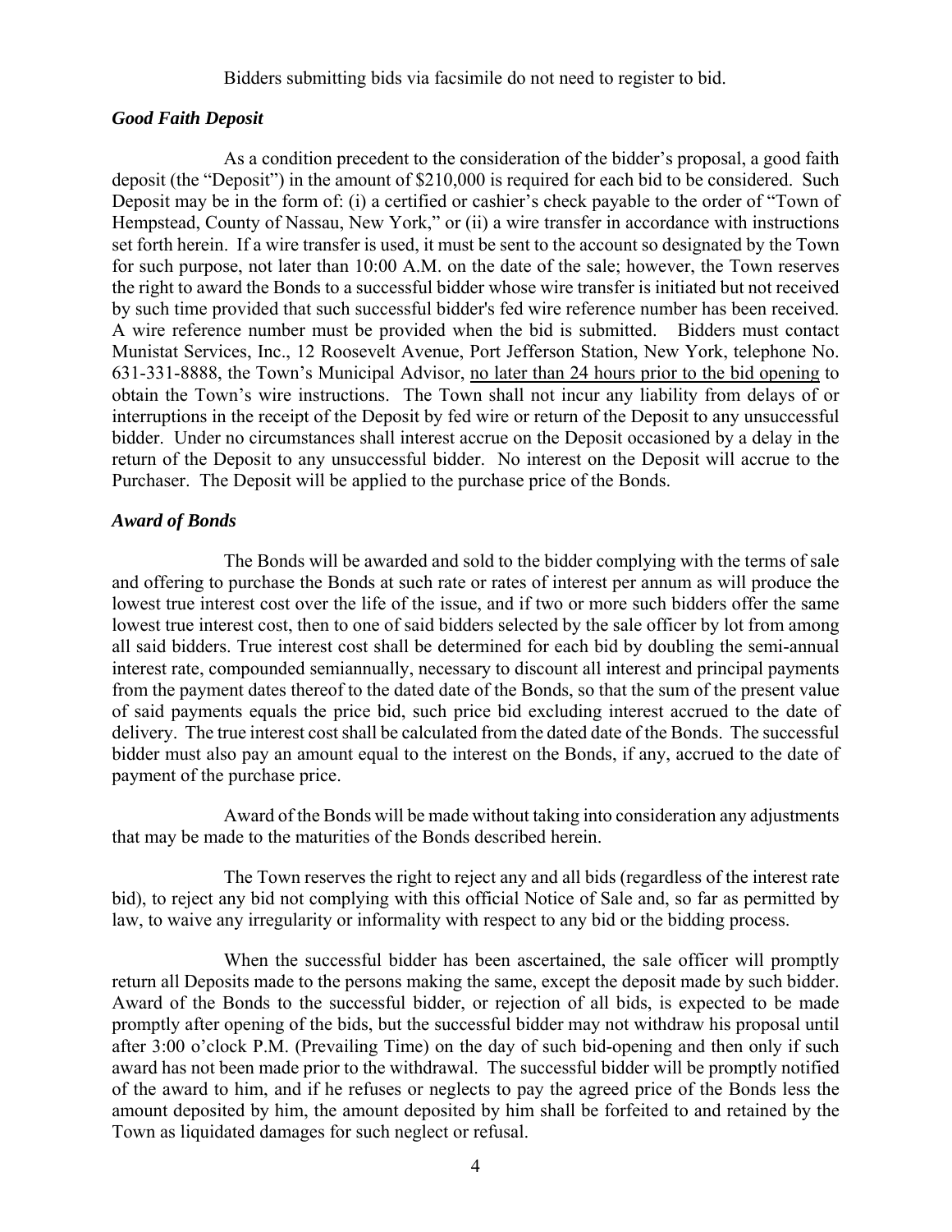Bidders submitting bids via facsimile do not need to register to bid.

### *Good Faith Deposit*

As a condition precedent to the consideration of the bidder's proposal, a good faith deposit (the "Deposit") in the amount of $210,000 is required for each bid to be considered. Such Deposit may be in the form of: (i) a certified or cashier's check payable to the order of "Town of Hempstead, County of Nassau, New York," or (ii) a wire transfer in accordance with instructions set forth herein. If a wire transfer is used, it must be sent to the account so designated by the Town for such purpose, not later than 10:00 A.M. on the date of the sale; however, the Town reserves the right to award the Bonds to a successful bidder whose wire transfer is initiated but not received by such time provided that such successful bidder's fed wire reference number has been received. A wire reference number must be provided when the bid is submitted. Bidders must contact Munistat Services, Inc., 12 Roosevelt Avenue, Port Jefferson Station, New York, telephone No. 631-331-8888, the Town's Municipal Advisor, no later than 24 hours prior to the bid opening to obtain the Town's wire instructions. The Town shall not incur any liability from delays of or interruptions in the receipt of the Deposit by fed wire or return of the Deposit to any unsuccessful bidder. Under no circumstances shall interest accrue on the Deposit occasioned by a delay in the return of the Deposit to any unsuccessful bidder. No interest on the Deposit will accrue to the Purchaser. The Deposit will be applied to the purchase price of the Bonds.

### *Award of Bonds*

The Bonds will be awarded and sold to the bidder complying with the terms of sale and offering to purchase the Bonds at such rate or rates of interest per annum as will produce the lowest true interest cost over the life of the issue, and if two or more such bidders offer the same lowest true interest cost, then to one of said bidders selected by the sale officer by lot from among all said bidders. True interest cost shall be determined for each bid by doubling the semi-annual interest rate, compounded semiannually, necessary to discount all interest and principal payments from the payment dates thereof to the dated date of the Bonds, so that the sum of the present value of said payments equals the price bid, such price bid excluding interest accrued to the date of delivery. The true interest cost shall be calculated from the dated date of the Bonds. The successful bidder must also pay an amount equal to the interest on the Bonds, if any, accrued to the date of payment of the purchase price.

Award of the Bonds will be made without taking into consideration any adjustments that may be made to the maturities of the Bonds described herein.

The Town reserves the right to reject any and all bids (regardless of the interest rate bid), to reject any bid not complying with this official Notice of Sale and, so far as permitted by law, to waive any irregularity or informality with respect to any bid or the bidding process.

When the successful bidder has been ascertained, the sale officer will promptly return all Deposits made to the persons making the same, except the deposit made by such bidder. Award of the Bonds to the successful bidder, or rejection of all bids, is expected to be made promptly after opening of the bids, but the successful bidder may not withdraw his proposal until after 3:00 o'clock P.M. (Prevailing Time) on the day of such bid-opening and then only if such award has not been made prior to the withdrawal. The successful bidder will be promptly notified of the award to him, and if he refuses or neglects to pay the agreed price of the Bonds less the amount deposited by him, the amount deposited by him shall be forfeited to and retained by the Town as liquidated damages for such neglect or refusal.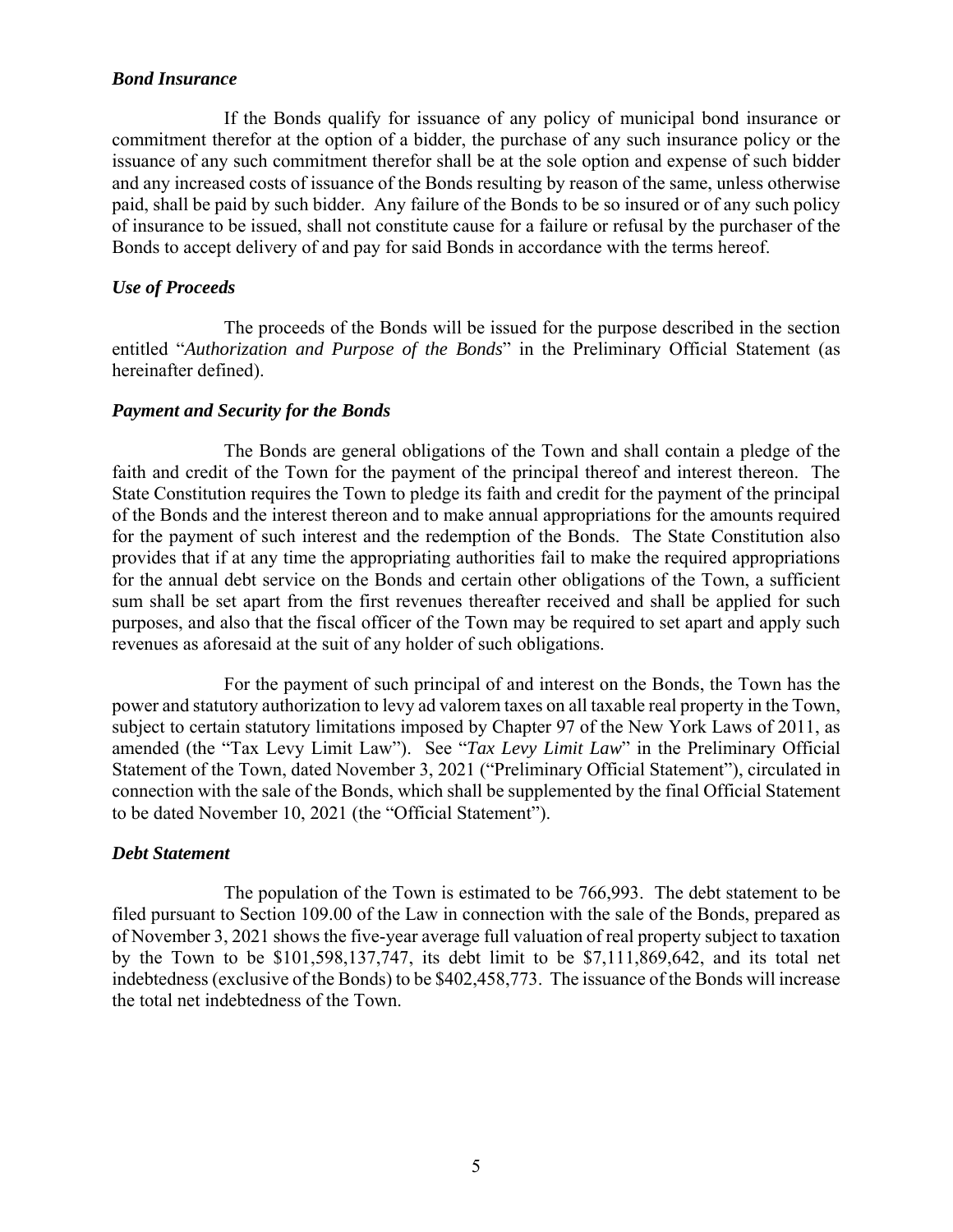### *Bond Insurance*

If the Bonds qualify for issuance of any policy of municipal bond insurance or commitment therefor at the option of a bidder, the purchase of any such insurance policy or the issuance of any such commitment therefor shall be at the sole option and expense of such bidder and any increased costs of issuance of the Bonds resulting by reason of the same, unless otherwise paid, shall be paid by such bidder. Any failure of the Bonds to be so insured or of any such policy of insurance to be issued, shall not constitute cause for a failure or refusal by the purchaser of the Bonds to accept delivery of and pay for said Bonds in accordance with the terms hereof.

### *Use of Proceeds*

The proceeds of the Bonds will be issued for the purpose described in the section entitled "*Authorization and Purpose of the Bonds*" in the Preliminary Official Statement (as hereinafter defined).

### *Payment and Security for the Bonds*

The Bonds are general obligations of the Town and shall contain a pledge of the faith and credit of the Town for the payment of the principal thereof and interest thereon. The State Constitution requires the Town to pledge its faith and credit for the payment of the principal of the Bonds and the interest thereon and to make annual appropriations for the amounts required for the payment of such interest and the redemption of the Bonds. The State Constitution also provides that if at any time the appropriating authorities fail to make the required appropriations for the annual debt service on the Bonds and certain other obligations of the Town, a sufficient sum shall be set apart from the first revenues thereafter received and shall be applied for such purposes, and also that the fiscal officer of the Town may be required to set apart and apply such revenues as aforesaid at the suit of any holder of such obligations.

For the payment of such principal of and interest on the Bonds, the Town has the power and statutory authorization to levy ad valorem taxes on all taxable real property in the Town, subject to certain statutory limitations imposed by Chapter 97 of the New York Laws of 2011, as amended (the "Tax Levy Limit Law"). See "*Tax Levy Limit Law*" in the Preliminary Official Statement of the Town, dated November 3, 2021 ("Preliminary Official Statement"), circulated in connection with the sale of the Bonds, which shall be supplemented by the final Official Statement to be dated November 10, 2021 (the "Official Statement").

### *Debt Statement*

The population of the Town is estimated to be 766,993. The debt statement to be filed pursuant to Section 109.00 of the Law in connection with the sale of the Bonds, prepared as of November 3, 2021 shows the five-year average full valuation of real property subject to taxation by the Town to be $101,598,137,747, its debt limit to be $7,111,869,642, and its total net indebtedness (exclusive of the Bonds) to be $402,458,773. The issuance of the Bonds will increase the total net indebtedness of the Town.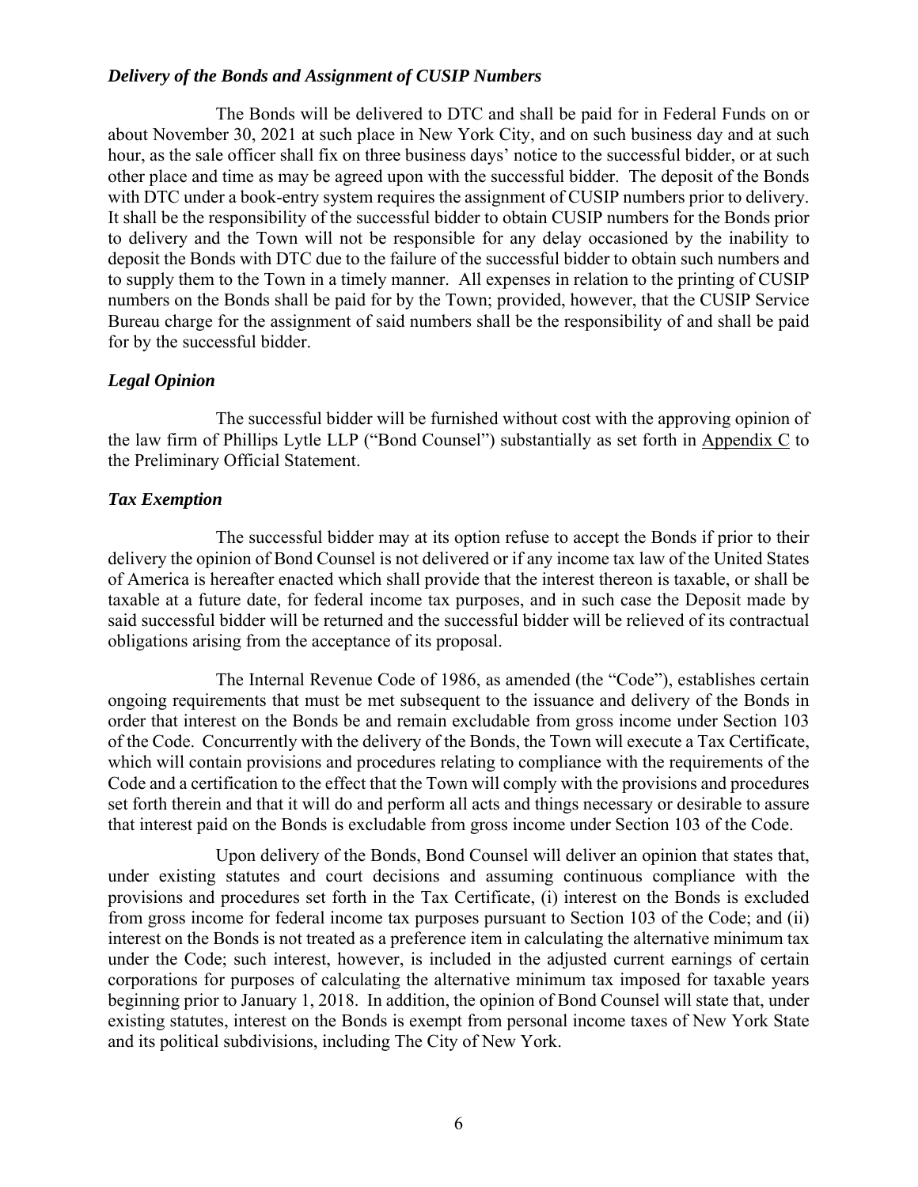### *Delivery of the Bonds and Assignment of CUSIP Numbers*

The Bonds will be delivered to DTC and shall be paid for in Federal Funds on or about November 30, 2021 at such place in New York City, and on such business day and at such hour, as the sale officer shall fix on three business days' notice to the successful bidder, or at such other place and time as may be agreed upon with the successful bidder. The deposit of the Bonds with DTC under a book-entry system requires the assignment of CUSIP numbers prior to delivery. It shall be the responsibility of the successful bidder to obtain CUSIP numbers for the Bonds prior to delivery and the Town will not be responsible for any delay occasioned by the inability to deposit the Bonds with DTC due to the failure of the successful bidder to obtain such numbers and to supply them to the Town in a timely manner. All expenses in relation to the printing of CUSIP numbers on the Bonds shall be paid for by the Town; provided, however, that the CUSIP Service Bureau charge for the assignment of said numbers shall be the responsibility of and shall be paid for by the successful bidder.

### *Legal Opinion*

The successful bidder will be furnished without cost with the approving opinion of the law firm of Phillips Lytle LLP ("Bond Counsel") substantially as set forth in Appendix C to the Preliminary Official Statement.

### *Tax Exemption*

The successful bidder may at its option refuse to accept the Bonds if prior to their delivery the opinion of Bond Counsel is not delivered or if any income tax law of the United States of America is hereafter enacted which shall provide that the interest thereon is taxable, or shall be taxable at a future date, for federal income tax purposes, and in such case the Deposit made by said successful bidder will be returned and the successful bidder will be relieved of its contractual obligations arising from the acceptance of its proposal.

The Internal Revenue Code of 1986, as amended (the "Code"), establishes certain ongoing requirements that must be met subsequent to the issuance and delivery of the Bonds in order that interest on the Bonds be and remain excludable from gross income under Section 103 of the Code. Concurrently with the delivery of the Bonds, the Town will execute a Tax Certificate, which will contain provisions and procedures relating to compliance with the requirements of the Code and a certification to the effect that the Town will comply with the provisions and procedures set forth therein and that it will do and perform all acts and things necessary or desirable to assure that interest paid on the Bonds is excludable from gross income under Section 103 of the Code.

Upon delivery of the Bonds, Bond Counsel will deliver an opinion that states that, under existing statutes and court decisions and assuming continuous compliance with the provisions and procedures set forth in the Tax Certificate, (i) interest on the Bonds is excluded from gross income for federal income tax purposes pursuant to Section 103 of the Code; and (ii) interest on the Bonds is not treated as a preference item in calculating the alternative minimum tax under the Code; such interest, however, is included in the adjusted current earnings of certain corporations for purposes of calculating the alternative minimum tax imposed for taxable years beginning prior to January 1, 2018. In addition, the opinion of Bond Counsel will state that, under existing statutes, interest on the Bonds is exempt from personal income taxes of New York State and its political subdivisions, including The City of New York.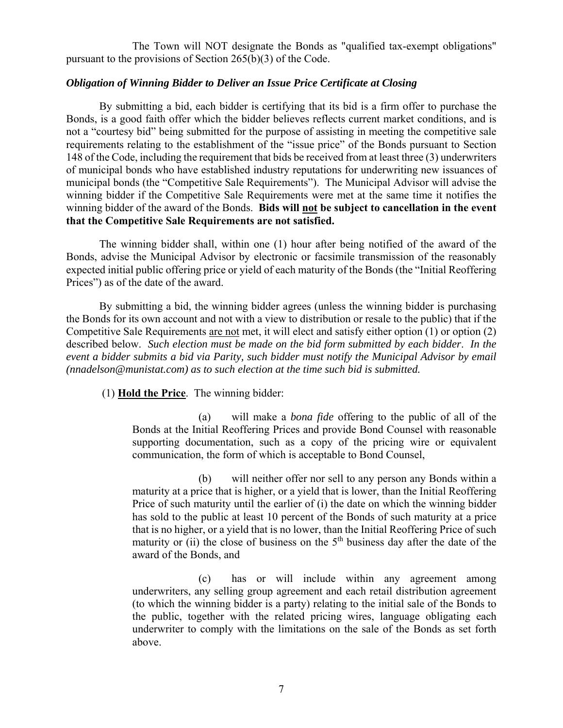The Town will NOT designate the Bonds as "qualified tax-exempt obligations" pursuant to the provisions of Section 265(b)(3) of the Code.

### *Obligation of Winning Bidder to Deliver an Issue Price Certificate at Closing*

By submitting a bid, each bidder is certifying that its bid is a firm offer to purchase the Bonds, is a good faith offer which the bidder believes reflects current market conditions, and is not a "courtesy bid" being submitted for the purpose of assisting in meeting the competitive sale requirements relating to the establishment of the "issue price" of the Bonds pursuant to Section 148 of the Code, including the requirement that bids be received from at least three (3) underwriters of municipal bonds who have established industry reputations for underwriting new issuances of municipal bonds (the "Competitive Sale Requirements"). The Municipal Advisor will advise the winning bidder if the Competitive Sale Requirements were met at the same time it notifies the winning bidder of the award of the Bonds. **Bids will <u>not</u> be subject to cancellation in the event that the Competitive Sale Requirements are not satisfied.**

The winning bidder shall, within one (1) hour after being notified of the award of the Bonds, advise the Municipal Advisor by electronic or facsimile transmission of the reasonably expected initial public offering price or yield of each maturity of the Bonds (the "Initial Reoffering Prices") as of the date of the award.

By submitting a bid, the winning bidder agrees (unless the winning bidder is purchasing the Bonds for its own account and not with a view to distribution or resale to the public) that if the Competitive Sale Requirements <u>are not</u> met, it will elect and satisfy either option (1) or option (2) described below. *Such election must be made on the bid form submitted by each bidder*. *In the event a bidder submits a bid via Parity, such bidder must notify the Municipal Advisor by email (nnadelson@munistat.com) as to such election at the time such bid is submitted.*

(1) **<u>Hold the Price</u>**. The winning bidder:

> (a) will make a *bona fide* offering to the public of all of the Bonds at the Initial Reoffering Prices and provide Bond Counsel with reasonable supporting documentation, such as a copy of the pricing wire or equivalent communication, the form of which is acceptable to Bond Counsel,
>
> (b) will neither offer nor sell to any person any Bonds within a maturity at a price that is higher, or a yield that is lower, than the Initial Reoffering Price of such maturity until the earlier of (i) the date on which the winning bidder has sold to the public at least 10 percent of the Bonds of such maturity at a price that is no higher, or a yield that is no lower, than the Initial Reoffering Price of such maturity or (ii) the close of business on the 5th business day after the date of the award of the Bonds, and
>
> (c) has or will include within any agreement among underwriters, any selling group agreement and each retail distribution agreement (to which the winning bidder is a party) relating to the initial sale of the Bonds to the public, together with the related pricing wires, language obligating each underwriter to comply with the limitations on the sale of the Bonds as set forth above.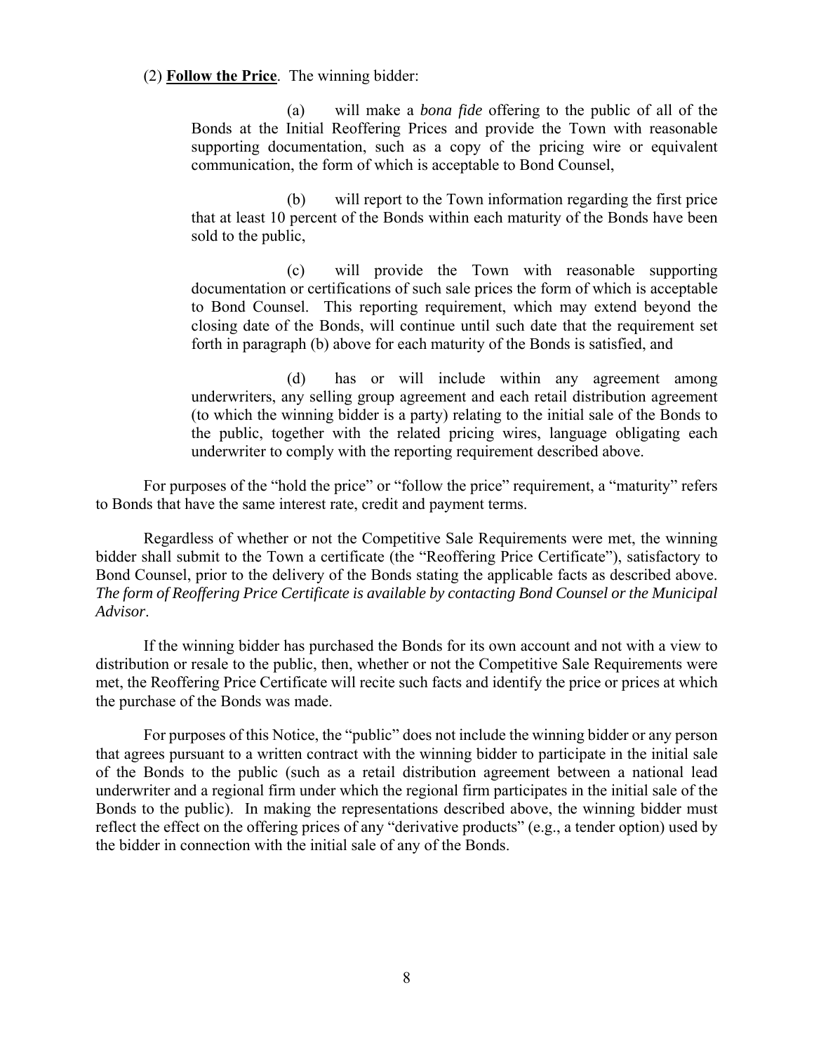(2) **Follow the Price**. The winning bidder:

(a) will make a *bona fide* offering to the public of all of the Bonds at the Initial Reoffering Prices and provide the Town with reasonable supporting documentation, such as a copy of the pricing wire or equivalent communication, the form of which is acceptable to Bond Counsel,

(b) will report to the Town information regarding the first price that at least 10 percent of the Bonds within each maturity of the Bonds have been sold to the public,

(c) will provide the Town with reasonable supporting documentation or certifications of such sale prices the form of which is acceptable to Bond Counsel. This reporting requirement, which may extend beyond the closing date of the Bonds, will continue until such date that the requirement set forth in paragraph (b) above for each maturity of the Bonds is satisfied, and

(d) has or will include within any agreement among underwriters, any selling group agreement and each retail distribution agreement (to which the winning bidder is a party) relating to the initial sale of the Bonds to the public, together with the related pricing wires, language obligating each underwriter to comply with the reporting requirement described above.

For purposes of the "hold the price" or "follow the price" requirement, a "maturity" refers to Bonds that have the same interest rate, credit and payment terms.

Regardless of whether or not the Competitive Sale Requirements were met, the winning bidder shall submit to the Town a certificate (the "Reoffering Price Certificate"), satisfactory to Bond Counsel, prior to the delivery of the Bonds stating the applicable facts as described above. *The form of Reoffering Price Certificate is available by contacting Bond Counsel or the Municipal Advisor*.

If the winning bidder has purchased the Bonds for its own account and not with a view to distribution or resale to the public, then, whether or not the Competitive Sale Requirements were met, the Reoffering Price Certificate will recite such facts and identify the price or prices at which the purchase of the Bonds was made.

For purposes of this Notice, the "public" does not include the winning bidder or any person that agrees pursuant to a written contract with the winning bidder to participate in the initial sale of the Bonds to the public (such as a retail distribution agreement between a national lead underwriter and a regional firm under which the regional firm participates in the initial sale of the Bonds to the public). In making the representations described above, the winning bidder must reflect the effect on the offering prices of any "derivative products" (e.g., a tender option) used by the bidder in connection with the initial sale of any of the Bonds.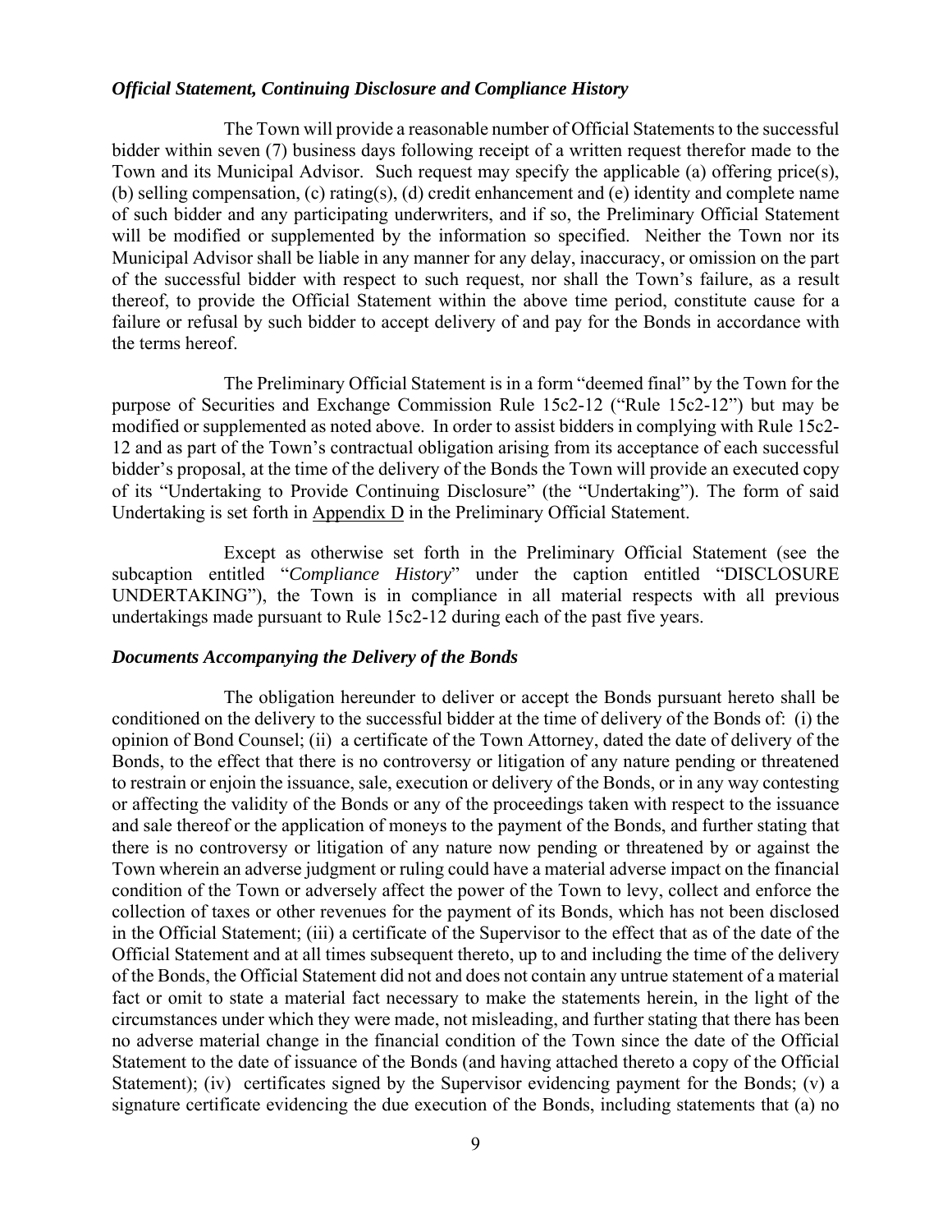### *Official Statement, Continuing Disclosure and Compliance History*

The Town will provide a reasonable number of Official Statements to the successful bidder within seven (7) business days following receipt of a written request therefor made to the Town and its Municipal Advisor. Such request may specify the applicable (a) offering price(s), (b) selling compensation, (c) rating(s), (d) credit enhancement and (e) identity and complete name of such bidder and any participating underwriters, and if so, the Preliminary Official Statement will be modified or supplemented by the information so specified. Neither the Town nor its Municipal Advisor shall be liable in any manner for any delay, inaccuracy, or omission on the part of the successful bidder with respect to such request, nor shall the Town's failure, as a result thereof, to provide the Official Statement within the above time period, constitute cause for a failure or refusal by such bidder to accept delivery of and pay for the Bonds in accordance with the terms hereof.

The Preliminary Official Statement is in a form "deemed final" by the Town for the purpose of Securities and Exchange Commission Rule 15c2-12 ("Rule 15c2-12") but may be modified or supplemented as noted above. In order to assist bidders in complying with Rule 15c2-12 and as part of the Town's contractual obligation arising from its acceptance of each successful bidder's proposal, at the time of the delivery of the Bonds the Town will provide an executed copy of its "Undertaking to Provide Continuing Disclosure" (the "Undertaking"). The form of said Undertaking is set forth in Appendix D in the Preliminary Official Statement.

Except as otherwise set forth in the Preliminary Official Statement (see the subcaption entitled "*Compliance History*" under the caption entitled "DISCLOSURE UNDERTAKING"), the Town is in compliance in all material respects with all previous undertakings made pursuant to Rule 15c2-12 during each of the past five years.

### *Documents Accompanying the Delivery of the Bonds*

The obligation hereunder to deliver or accept the Bonds pursuant hereto shall be conditioned on the delivery to the successful bidder at the time of delivery of the Bonds of: (i) the opinion of Bond Counsel; (ii) a certificate of the Town Attorney, dated the date of delivery of the Bonds, to the effect that there is no controversy or litigation of any nature pending or threatened to restrain or enjoin the issuance, sale, execution or delivery of the Bonds, or in any way contesting or affecting the validity of the Bonds or any of the proceedings taken with respect to the issuance and sale thereof or the application of moneys to the payment of the Bonds, and further stating that there is no controversy or litigation of any nature now pending or threatened by or against the Town wherein an adverse judgment or ruling could have a material adverse impact on the financial condition of the Town or adversely affect the power of the Town to levy, collect and enforce the collection of taxes or other revenues for the payment of its Bonds, which has not been disclosed in the Official Statement; (iii) a certificate of the Supervisor to the effect that as of the date of the Official Statement and at all times subsequent thereto, up to and including the time of the delivery of the Bonds, the Official Statement did not and does not contain any untrue statement of a material fact or omit to state a material fact necessary to make the statements herein, in the light of the circumstances under which they were made, not misleading, and further stating that there has been no adverse material change in the financial condition of the Town since the date of the Official Statement to the date of issuance of the Bonds (and having attached thereto a copy of the Official Statement); (iv) certificates signed by the Supervisor evidencing payment for the Bonds; (v) a signature certificate evidencing the due execution of the Bonds, including statements that (a) no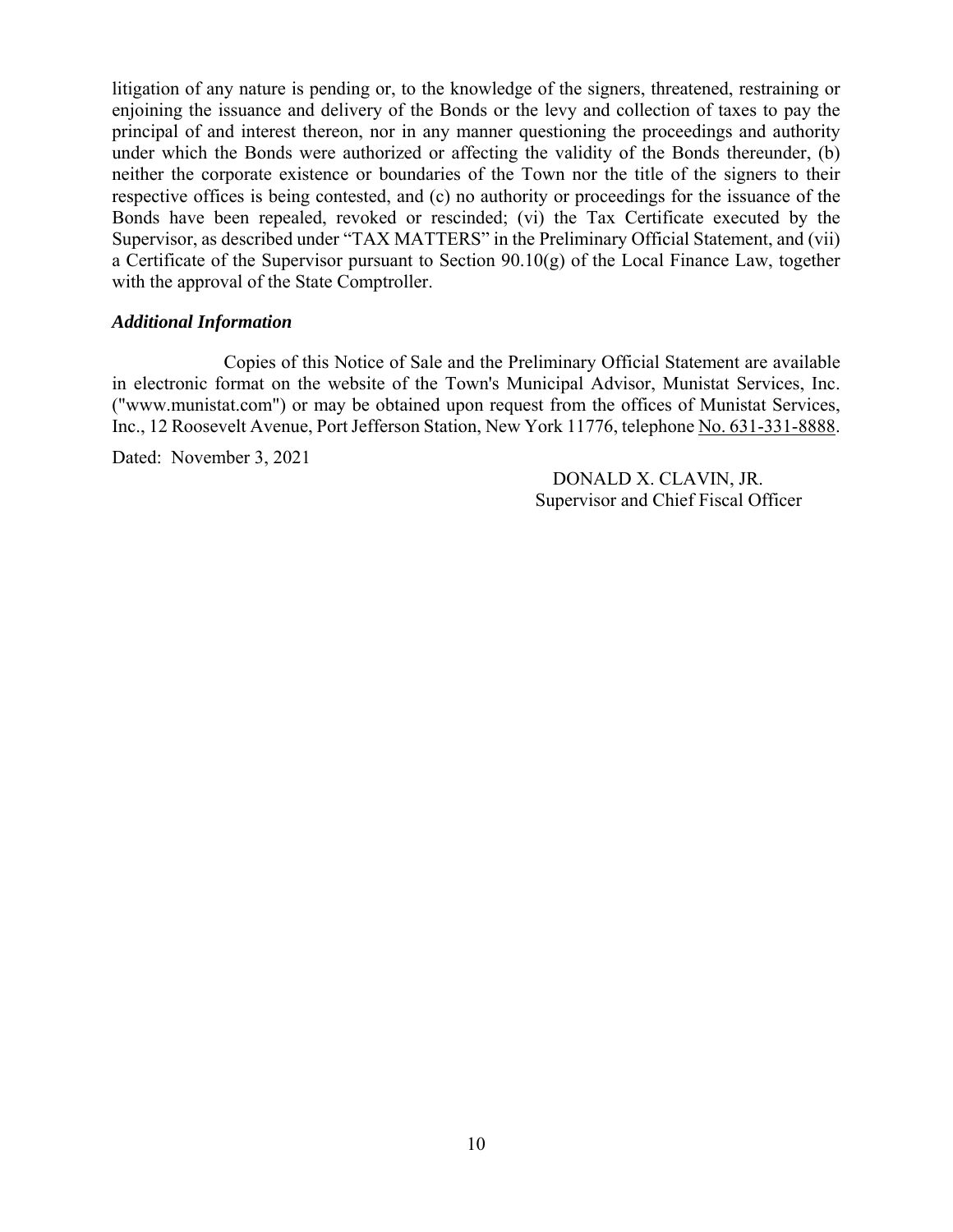litigation of any nature is pending or, to the knowledge of the signers, threatened, restraining or enjoining the issuance and delivery of the Bonds or the levy and collection of taxes to pay the principal of and interest thereon, nor in any manner questioning the proceedings and authority under which the Bonds were authorized or affecting the validity of the Bonds thereunder, (b) neither the corporate existence or boundaries of the Town nor the title of the signers to their respective offices is being contested, and (c) no authority or proceedings for the issuance of the Bonds have been repealed, revoked or rescinded; (vi) the Tax Certificate executed by the Supervisor, as described under "TAX MATTERS" in the Preliminary Official Statement, and (vii) a Certificate of the Supervisor pursuant to Section 90.10(g) of the Local Finance Law, together with the approval of the State Comptroller.

### *Additional Information*

Copies of this Notice of Sale and the Preliminary Official Statement are available in electronic format on the website of the Town's Municipal Advisor, Munistat Services, Inc. ("www.munistat.com") or may be obtained upon request from the offices of Munistat Services, Inc., 12 Roosevelt Avenue, Port Jefferson Station, New York 11776, telephone No. 631-331-8888.

Dated: November 3, 2021

DONALD X. CLAVIN, JR.
Supervisor and Chief Fiscal Officer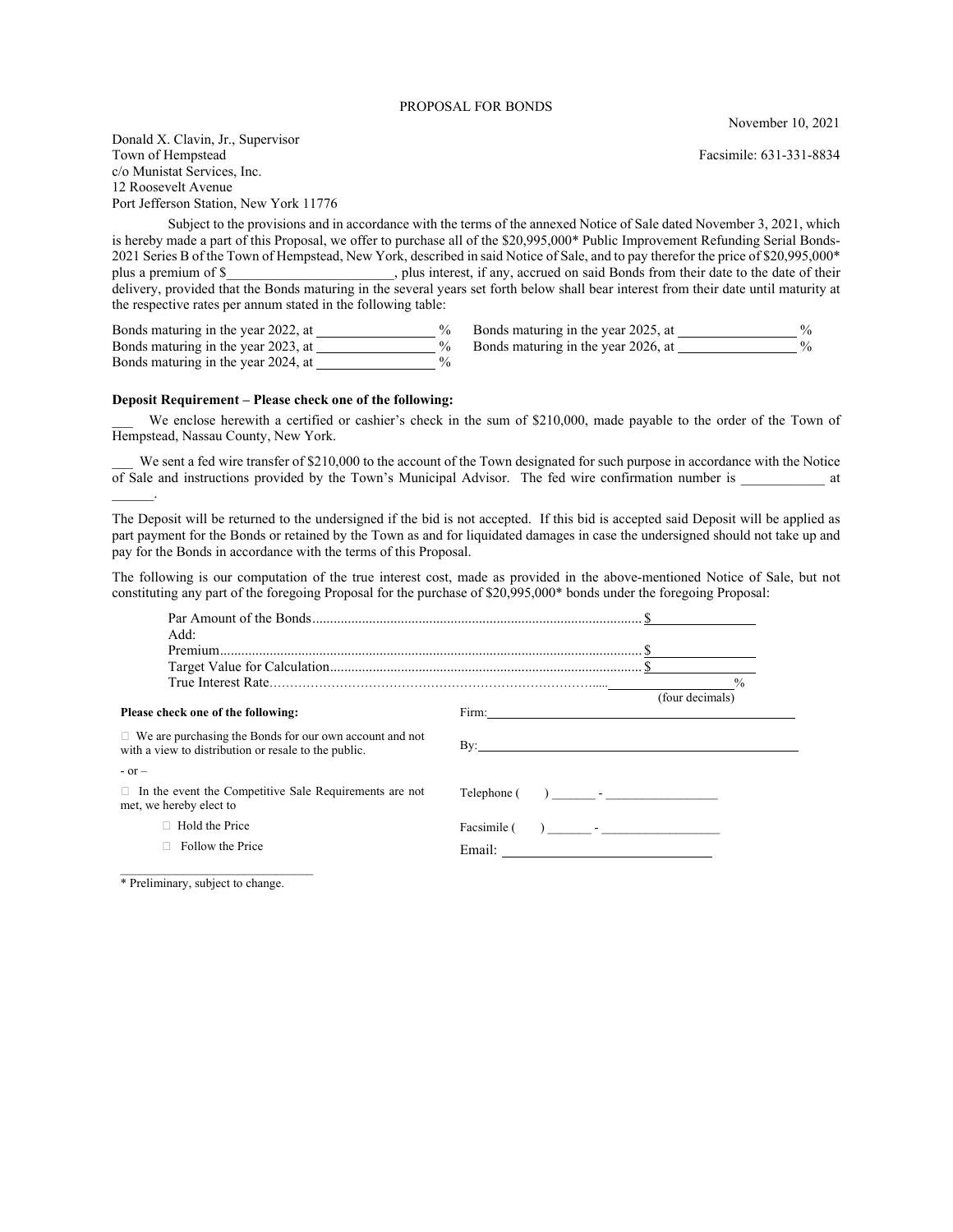PROPOSAL FOR BONDS

November 10, 2021

Donald X. Clavin, Jr., Supervisor
Town of Hempstead
c/o Munistat Services, Inc.
12 Roosevelt Avenue
Port Jefferson Station, New York 11776

Facsimile: 631-331-8834

Subject to the provisions and in accordance with the terms of the annexed Notice of Sale dated November 3, 2021, which is hereby made a part of this Proposal, we offer to purchase all of the $20,995,000* Public Improvement Refunding Serial Bonds-2021 Series B of the Town of Hempstead, New York, described in said Notice of Sale, and to pay therefor the price of $20,995,000* plus a premium of $________________________, plus interest, if any, accrued on said Bonds from their date to the date of their delivery, provided that the Bonds maturing in the several years set forth below shall bear interest from their date until maturity at the respective rates per annum stated in the following table:

Bonds maturing in the year 2022, at ________________ %
Bonds maturing in the year 2023, at ________________ %
Bonds maturing in the year 2024, at ________________ %
Bonds maturing in the year 2025, at ________________ %
Bonds maturing in the year 2026, at ________________ %

**Deposit Requirement – Please check one of the following:**

___ We enclose herewith a certified or cashier's check in the sum of $210,000, made payable to the order of the Town of Hempstead, Nassau County, New York.

___ We sent a fed wire transfer of $210,000 to the account of the Town designated for such purpose in accordance with the Notice of Sale and instructions provided by the Town's Municipal Advisor. The fed wire confirmation number is ____________ at ______.

The Deposit will be returned to the undersigned if the bid is not accepted. If this bid is accepted said Deposit will be applied as part payment for the Bonds or retained by the Town as and for liquidated damages in case the undersigned should not take up and pay for the Bonds in accordance with the terms of this Proposal.

The following is our computation of the true interest cost, made as provided in the above-mentioned Notice of Sale, but not constituting any part of the foregoing Proposal for the purchase of $20,995,000* bonds under the foregoing Proposal:

Par Amount of the Bonds........................................................................................ $________________
Add:
Premium.................................................................................................................. $________________
Target Value for Calculation.................................................................................... $________________
True Interest Rate………………………………………………………………….....________________%
(four decimals)

**Please check one of the following:**

☐ We are purchasing the Bonds for our own account and not with a view to distribution or resale to the public.

\- or –

☐ In the event the Competitive Sale Requirements are not met, we hereby elect to

☐ Hold the Price

☐ Follow the Price

Firm: ________________________________________

By: ________________________________________

Telephone (      ) _______ - _________________

Facsimile (      ) _______ - __________________

Email: ______________________________

\* Preliminary, subject to change.